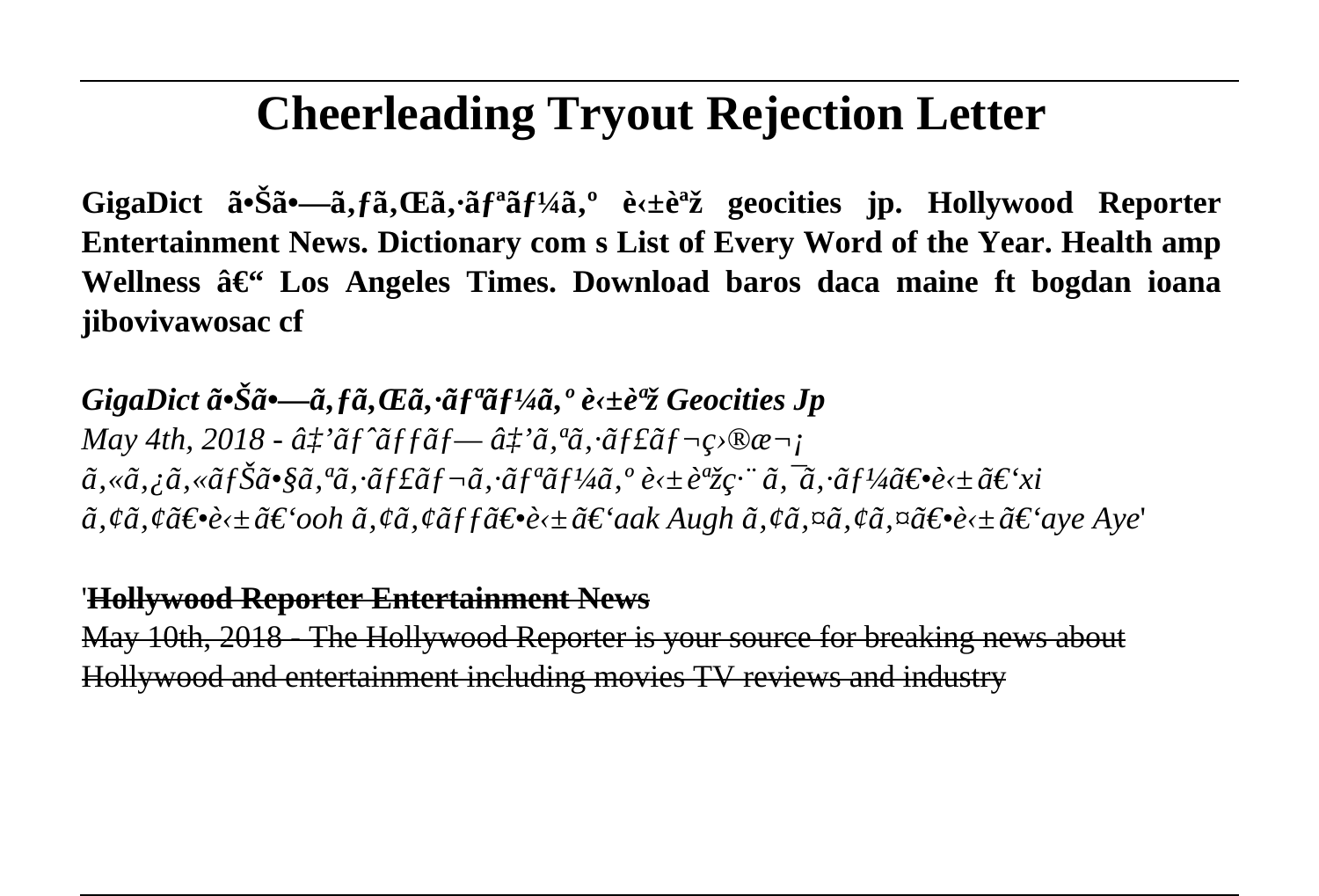# Cheerleading Tryout Rejection Letter

**GigaDict ã•Šã•—ã‚ƒã‚Œã‚·ãƒªãƒ¼ã‚º è‹±èªž geocities jp. Hollywood Reporter Entertainment News. Dictionary com s List of Every Word of the Year. Health amp Wellness â€“ Los Angeles Times. Download baros daca maine ft bogdan ioana jibovivawosac cf**

***GigaDict ã•Šã•—ã‚ƒã‚Œã‚·ãƒªãƒ¼ã‚º è‹±èªž Geocities Jp***

*May 4th, 2018 - â‡'ãƒˆãƒƒãƒ— â‡'ã‚ªã‚·ãƒ£ãƒ¬ç›®æ¬¡ ã‚«ã‚¿ã‚«ãƒŠã•§ã‚ªã‚·ãƒ£ãƒ¬ã‚·ãƒªãƒ¼ã‚º è‹±èªžç·¨ ã‚¯ã‚·ãƒ¼ã€•è‹±ã€'xi ã‚¢ã‚¢ã€•è‹±ã€'ooh ã‚¢ã‚¢ãƒƒã€•è‹±ã€'aak Augh ã‚¢ã‚¤ã‚¢ã‚¤ã€•è‹±ã€'aye Aye'*

'~~**Hollywood Reporter Entertainment News**~~

~~May 10th, 2018 - The Hollywood Reporter is your source for breaking news about Hollywood and entertainment including movies TV reviews and industry~~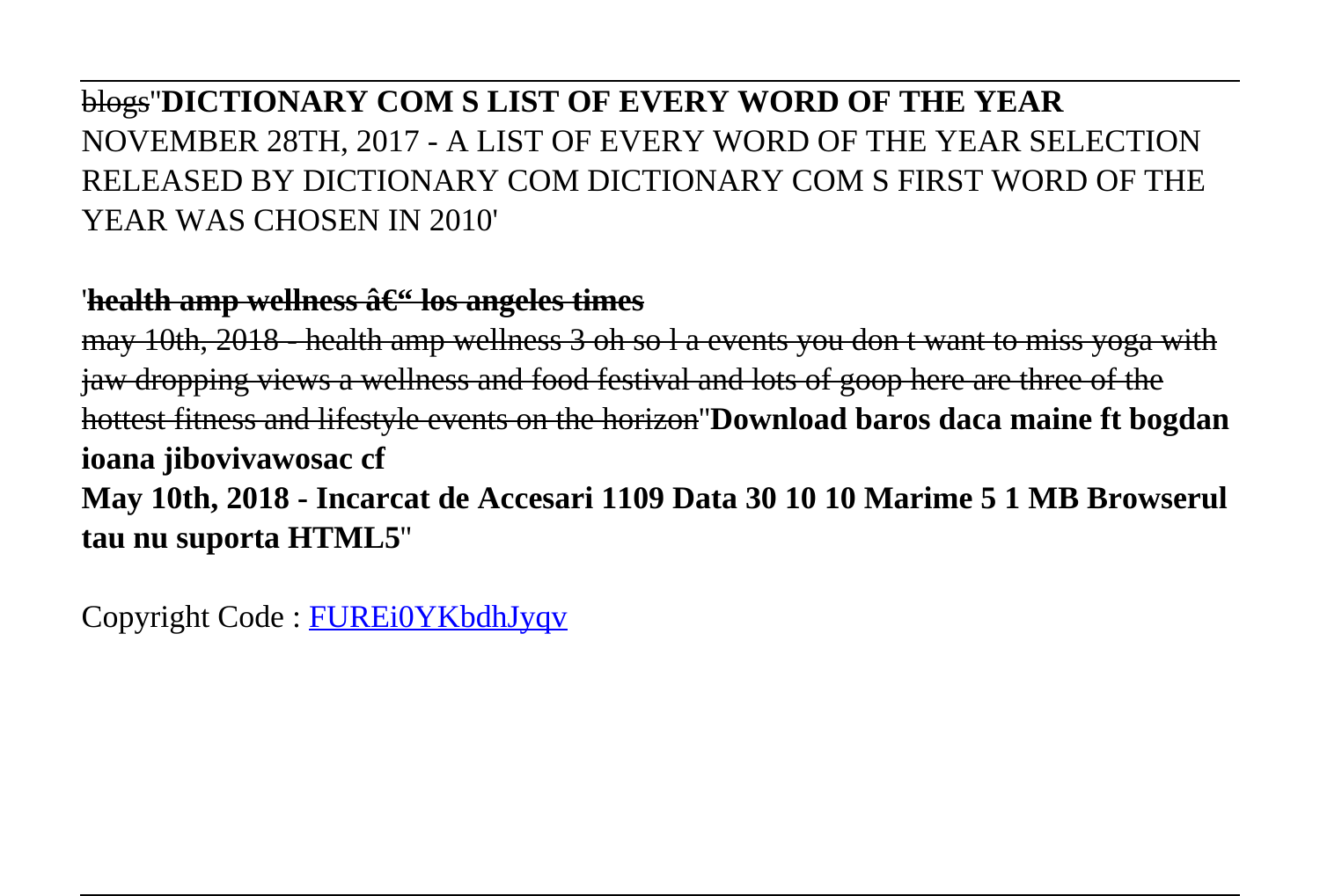blogs''**DICTIONARY COM S LIST OF EVERY WORD OF THE YEAR**
NOVEMBER 28TH, 2017 - A LIST OF EVERY WORD OF THE YEAR SELECTION RELEASED BY DICTIONARY COM DICTIONARY COM S FIRST WORD OF THE YEAR WAS CHOSEN IN 2010'

'**health amp wellness â€“ los angeles times**
may 10th, 2018 - health amp wellness 3 oh so l a events you don t want to miss yoga with jaw dropping views a wellness and food festival and lots of goop here are three of the hottest fitness and lifestyle events on the horizon''**Download baros daca maine ft bogdan ioana jibovivawosac cf**
**May 10th, 2018 - Incarcat de Accesari 1109 Data 30 10 10 Marime 5 1 MB Browserul tau nu suporta HTML5**''

Copyright Code : FUREi0YKbdhJyqv